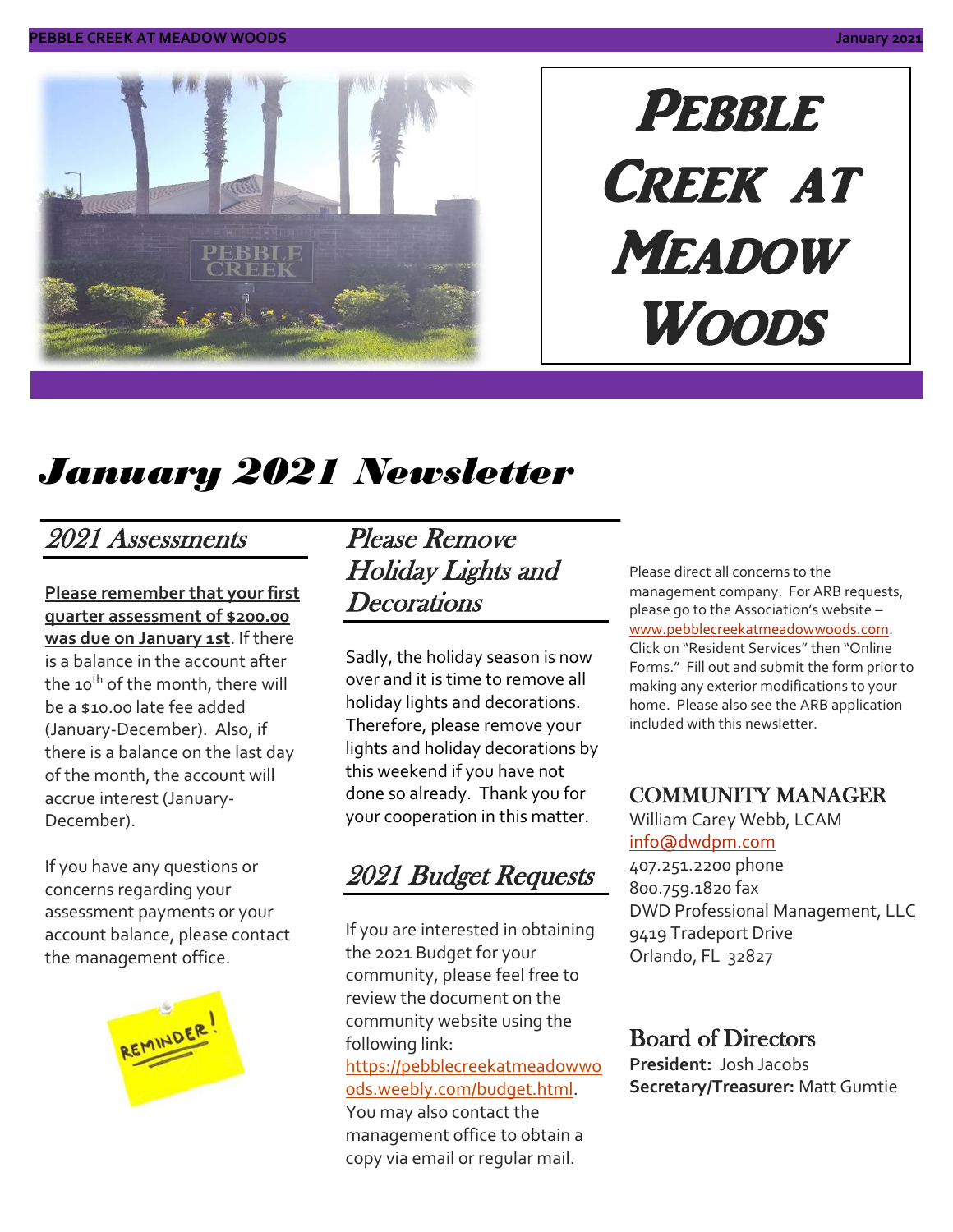# Pebble Creek at Meadow Woods

## *January 2021 Newsletter*

### 2021 Assessments

**Please remember that your first quarter assessment of $200.00 was due on January 1st**. If there is a balance in the account after the 10th of the month, there will be a $10.00 late fee added (January-December). Also, if there is a balance on the last day of the month, the account will accrue interest (January-December).

If you have any questions or concerns regarding your assessment payments or your account balance, please contact the management office.

REMINDER!

### Please Remove Holiday Lights and Decorations

Sadly, the holiday season is now over and it is time to remove all holiday lights and decorations. Therefore, please remove your lights and holiday decorations by this weekend if you have not done so already. Thank you for your cooperation in this matter.

### 2021 Budget Requests

If you are interested in obtaining the 2021 Budget for your community, please feel free to review the document on the community website using the following link: https://pebblecreekatmeadowwoods.weebly.com/budget.html. You may also contact the management office to obtain a copy via email or regular mail.

Please direct all concerns to the management company. For ARB requests, please go to the Association's website – www.pebblecreekatmeadowwoods.com. Click on "Resident Services" then "Online Forms." Fill out and submit the form prior to making any exterior modifications to your home. Please also see the ARB application included with this newsletter.

### COMMUNITY MANAGER

William Carey Webb, LCAM
info@dwdpm.com
407.251.2200 phone
800.759.1820 fax
DWD Professional Management, LLC
9419 Tradeport Drive
Orlando, FL 32827

### Board of Directors

**President:** Josh Jacobs
**Secretary/Treasurer:** Matt Gumtie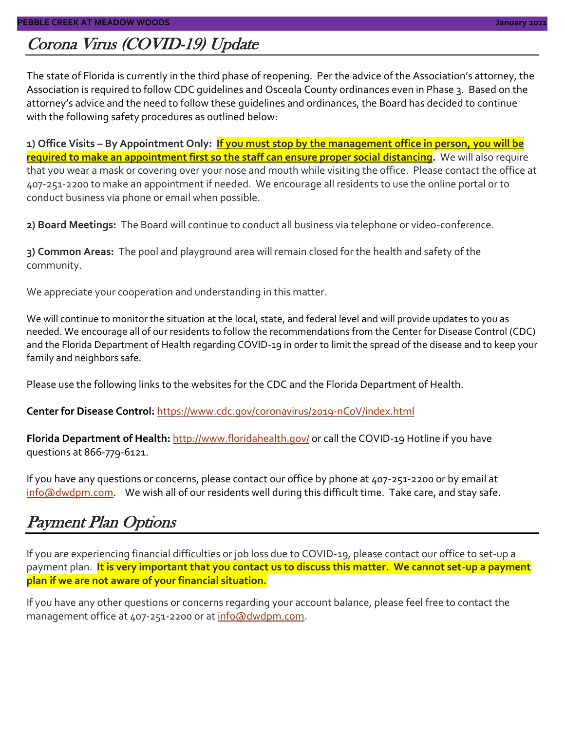# Corona Virus (COVID-19) Update

The state of Florida is currently in the third phase of reopening. Per the advice of the Association's attorney, the Association is required to follow CDC guidelines and Osceola County ordinances even in Phase 3. Based on the attorney's advice and the need to follow these guidelines and ordinances, the Board has decided to continue with the following safety procedures as outlined below:

**1) Office Visits – By Appointment Only:** **If you must stop by the management office in person, you will be required to make an appointment first so the staff can ensure proper social distancing.** We will also require that you wear a mask or covering over your nose and mouth while visiting the office. Please contact the office at 407-251-2200 to make an appointment if needed. We encourage all residents to use the online portal or to conduct business via phone or email when possible.

**2) Board Meetings:** The Board will continue to conduct all business via telephone or video-conference.

**3) Common Areas:** The pool and playground area will remain closed for the health and safety of the community.

We appreciate your cooperation and understanding in this matter.

We will continue to monitor the situation at the local, state, and federal level and will provide updates to you as needed. We encourage all of our residents to follow the recommendations from the Center for Disease Control (CDC) and the Florida Department of Health regarding COVID-19 in order to limit the spread of the disease and to keep your family and neighbors safe.

Please use the following links to the websites for the CDC and the Florida Department of Health.

**Center for Disease Control:** https://www.cdc.gov/coronavirus/2019-nCoV/index.html

**Florida Department of Health:** http://www.floridahealth.gov/ or call the COVID-19 Hotline if you have questions at 866-779-6121.

If you have any questions or concerns, please contact our office by phone at 407-251-2200 or by email at info@dwdpm.com. We wish all of our residents well during this difficult time. Take care, and stay safe.

# Payment Plan Options

If you are experiencing financial difficulties or job loss due to COVID-19, please contact our office to set-up a payment plan. **It is very important that you contact us to discuss this matter. We cannot set-up a payment plan if we are not aware of your financial situation.**

If you have any other questions or concerns regarding your account balance, please feel free to contact the management office at 407-251-2200 or at info@dwdpm.com.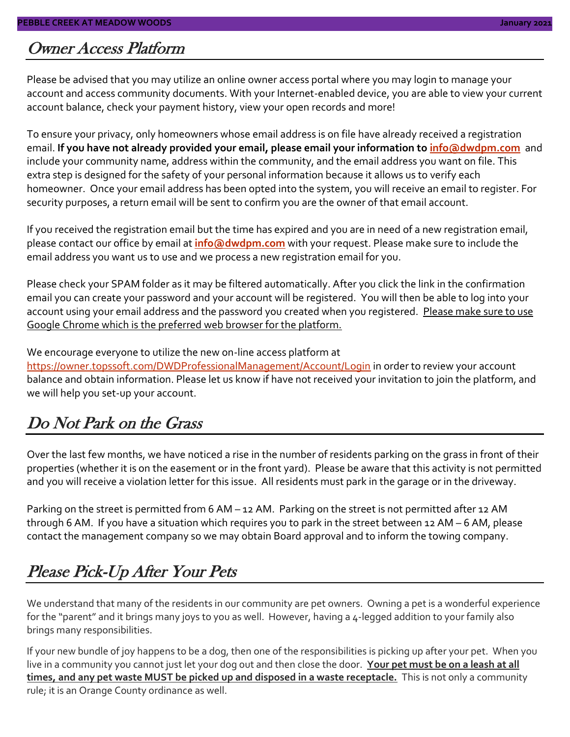## Owner Access Platform

Please be advised that you may utilize an online owner access portal where you may login to manage your account and access community documents. With your Internet-enabled device, you are able to view your current account balance, check your payment history, view your open records and more!

To ensure your privacy, only homeowners whose email address is on file have already received a registration email. **If you have not already provided your email, please email your information to info@dwdpm.com** and include your community name, address within the community, and the email address you want on file. This extra step is designed for the safety of your personal information because it allows us to verify each homeowner. Once your email address has been opted into the system, you will receive an email to register. For security purposes, a return email will be sent to confirm you are the owner of that email account.

If you received the registration email but the time has expired and you are in need of a new registration email, please contact our office by email at **info@dwdpm.com** with your request. Please make sure to include the email address you want us to use and we process a new registration email for you.

Please check your SPAM folder as it may be filtered automatically. After you click the link in the confirmation email you can create your password and your account will be registered. You will then be able to log into your account using your email address and the password you created when you registered. Please make sure to use Google Chrome which is the preferred web browser for the platform.

We encourage everyone to utilize the new on-line access platform at https://owner.topssoft.com/DWDProfessionalManagement/Account/Login in order to review your account balance and obtain information. Please let us know if have not received your invitation to join the platform, and we will help you set-up your account.

## Do Not Park on the Grass

Over the last few months, we have noticed a rise in the number of residents parking on the grass in front of their properties (whether it is on the easement or in the front yard). Please be aware that this activity is not permitted and you will receive a violation letter for this issue. All residents must park in the garage or in the driveway.

Parking on the street is permitted from 6 AM – 12 AM. Parking on the street is not permitted after 12 AM through 6 AM. If you have a situation which requires you to park in the street between 12 AM – 6 AM, please contact the management company so we may obtain Board approval and to inform the towing company.

## Please Pick-Up After Your Pets

We understand that many of the residents in our community are pet owners. Owning a pet is a wonderful experience for the "parent" and it brings many joys to you as well. However, having a 4-legged addition to your family also brings many responsibilities.

If your new bundle of joy happens to be a dog, then one of the responsibilities is picking up after your pet. When you live in a community you cannot just let your dog out and then close the door. **Your pet must be on a leash at all times, and any pet waste MUST be picked up and disposed in a waste receptacle.** This is not only a community rule; it is an Orange County ordinance as well.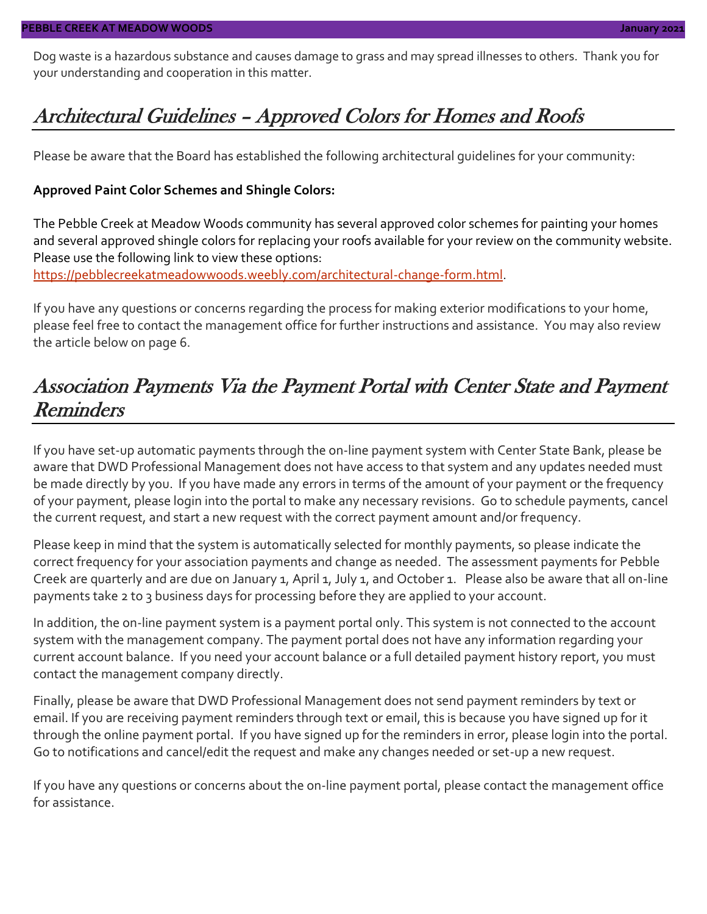Dog waste is a hazardous substance and causes damage to grass and may spread illnesses to others. Thank you for your understanding and cooperation in this matter.

## Architectural Guidelines – Approved Colors for Homes and Roofs

Please be aware that the Board has established the following architectural guidelines for your community:

**Approved Paint Color Schemes and Shingle Colors:**

The Pebble Creek at Meadow Woods community has several approved color schemes for painting your homes and several approved shingle colors for replacing your roofs available for your review on the community website. Please use the following link to view these options:
https://pebblecreekatmeadowwoods.weebly.com/architectural-change-form.html.

If you have any questions or concerns regarding the process for making exterior modifications to your home, please feel free to contact the management office for further instructions and assistance. You may also review the article below on page 6.

## Association Payments Via the Payment Portal with Center State and Payment Reminders

If you have set-up automatic payments through the on-line payment system with Center State Bank, please be aware that DWD Professional Management does not have access to that system and any updates needed must be made directly by you. If you have made any errors in terms of the amount of your payment or the frequency of your payment, please login into the portal to make any necessary revisions. Go to schedule payments, cancel the current request, and start a new request with the correct payment amount and/or frequency.

Please keep in mind that the system is automatically selected for monthly payments, so please indicate the correct frequency for your association payments and change as needed. The assessment payments for Pebble Creek are quarterly and are due on January 1, April 1, July 1, and October 1. Please also be aware that all on-line payments take 2 to 3 business days for processing before they are applied to your account.

In addition, the on-line payment system is a payment portal only. This system is not connected to the account system with the management company. The payment portal does not have any information regarding your current account balance. If you need your account balance or a full detailed payment history report, you must contact the management company directly.

Finally, please be aware that DWD Professional Management does not send payment reminders by text or email. If you are receiving payment reminders through text or email, this is because you have signed up for it through the online payment portal. If you have signed up for the reminders in error, please login into the portal. Go to notifications and cancel/edit the request and make any changes needed or set-up a new request.

If you have any questions or concerns about the on-line payment portal, please contact the management office for assistance.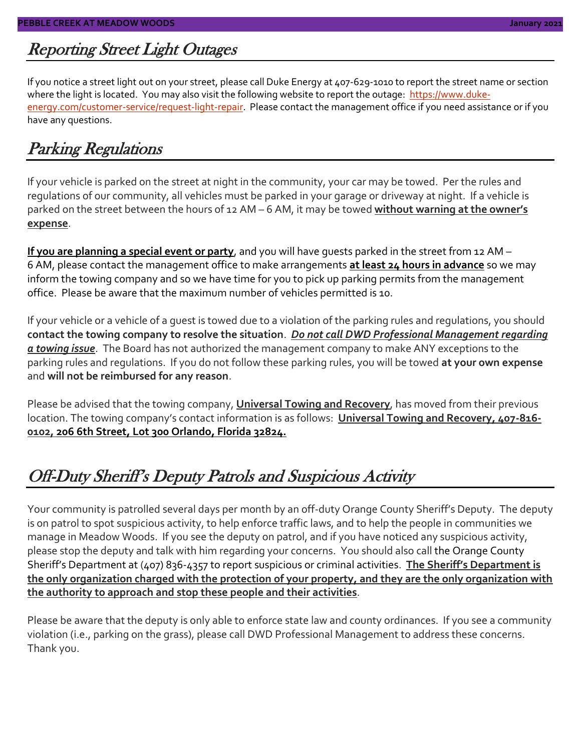## Reporting Street Light Outages

If you notice a street light out on your street, please call Duke Energy at 407-629-1010 to report the street name or section where the light is located. You may also visit the following website to report the outage: [https://www.duke-energy.com/customer-service/request-light-repair](https://www.duke-energy.com/customer-service/request-light-repair). Please contact the management office if you need assistance or if you have any questions.

## Parking Regulations

If your vehicle is parked on the street at night in the community, your car may be towed. Per the rules and regulations of our community, all vehicles must be parked in your garage or driveway at night. If a vehicle is parked on the street between the hours of 12 AM – 6 AM, it may be towed **without warning at the owner's expense**.

**If you are planning a special event or party**, and you will have guests parked in the street from 12 AM – 6 AM, please contact the management office to make arrangements **at least 24 hours in advance** so we may inform the towing company and so we have time for you to pick up parking permits from the management office. Please be aware that the maximum number of vehicles permitted is 10.

If your vehicle or a vehicle of a guest is towed due to a violation of the parking rules and regulations, you should **contact the towing company to resolve the situation**. ***Do not call DWD Professional Management regarding a towing issue***. The Board has not authorized the management company to make ANY exceptions to the parking rules and regulations. If you do not follow these parking rules, you will be towed **at your own expense** and **will not be reimbursed for any reason**.

Please be advised that the towing company, **Universal Towing and Recovery**, has moved from their previous location. The towing company's contact information is as follows: **Universal Towing and Recovery, 407-816-0102, 206 6th Street, Lot 300 Orlando, Florida 32824.**

## Off-Duty Sheriff's Deputy Patrols and Suspicious Activity

Your community is patrolled several days per month by an off-duty Orange County Sheriff's Deputy. The deputy is on patrol to spot suspicious activity, to help enforce traffic laws, and to help the people in communities we manage in Meadow Woods. If you see the deputy on patrol, and if you have noticed any suspicious activity, please stop the deputy and talk with him regarding your concerns. You should also call the Orange County Sheriff's Department at (407) 836-4357 to report suspicious or criminal activities. **The Sheriff's Department is the only organization charged with the protection of your property, and they are the only organization with the authority to approach and stop these people and their activities**.

Please be aware that the deputy is only able to enforce state law and county ordinances. If you see a community violation (i.e., parking on the grass), please call DWD Professional Management to address these concerns. Thank you.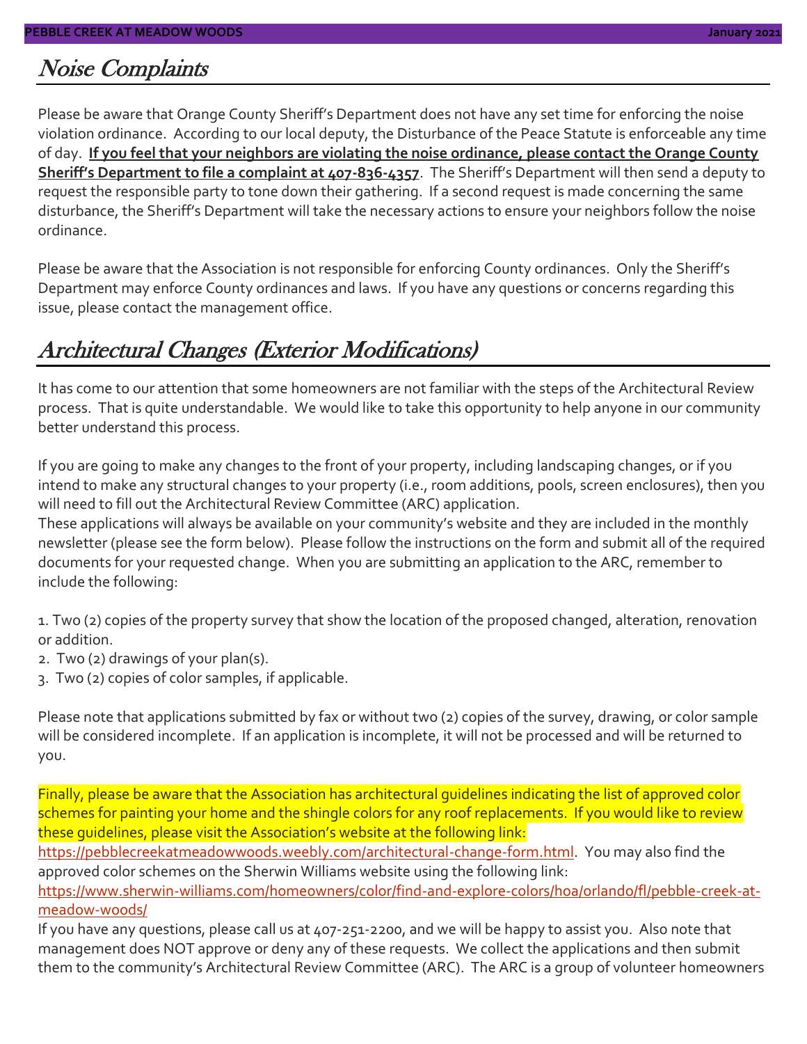## Noise Complaints

Please be aware that Orange County Sheriff's Department does not have any set time for enforcing the noise violation ordinance. According to our local deputy, the Disturbance of the Peace Statute is enforceable any time of day. **If you feel that your neighbors are violating the noise ordinance, please contact the Orange County Sheriff's Department to file a complaint at 407-836-4357**. The Sheriff's Department will then send a deputy to request the responsible party to tone down their gathering. If a second request is made concerning the same disturbance, the Sheriff's Department will take the necessary actions to ensure your neighbors follow the noise ordinance.

Please be aware that the Association is not responsible for enforcing County ordinances. Only the Sheriff's Department may enforce County ordinances and laws. If you have any questions or concerns regarding this issue, please contact the management office.

## Architectural Changes (Exterior Modifications)

It has come to our attention that some homeowners are not familiar with the steps of the Architectural Review process. That is quite understandable. We would like to take this opportunity to help anyone in our community better understand this process.

If you are going to make any changes to the front of your property, including landscaping changes, or if you intend to make any structural changes to your property (i.e., room additions, pools, screen enclosures), then you will need to fill out the Architectural Review Committee (ARC) application.
These applications will always be available on your community's website and they are included in the monthly newsletter (please see the form below). Please follow the instructions on the form and submit all of the required documents for your requested change. When you are submitting an application to the ARC, remember to include the following:

1. Two (2) copies of the property survey that show the location of the proposed changed, alteration, renovation or addition.
2. Two (2) drawings of your plan(s).
3. Two (2) copies of color samples, if applicable.

Please note that applications submitted by fax or without two (2) copies of the survey, drawing, or color sample will be considered incomplete. If an application is incomplete, it will not be processed and will be returned to you.

Finally, please be aware that the Association has architectural guidelines indicating the list of approved color schemes for painting your home and the shingle colors for any roof replacements. If you would like to review these guidelines, please visit the Association's website at the following link:
https://pebblecreekatmeadowwoods.weebly.com/architectural-change-form.html. You may also find the approved color schemes on the Sherwin Williams website using the following link:
https://www.sherwin-williams.com/homeowners/color/find-and-explore-colors/hoa/orlando/fl/pebble-creek-at-meadow-woods/
If you have any questions, please call us at 407-251-2200, and we will be happy to assist you. Also note that management does NOT approve or deny any of these requests. We collect the applications and then submit them to the community's Architectural Review Committee (ARC). The ARC is a group of volunteer homeowners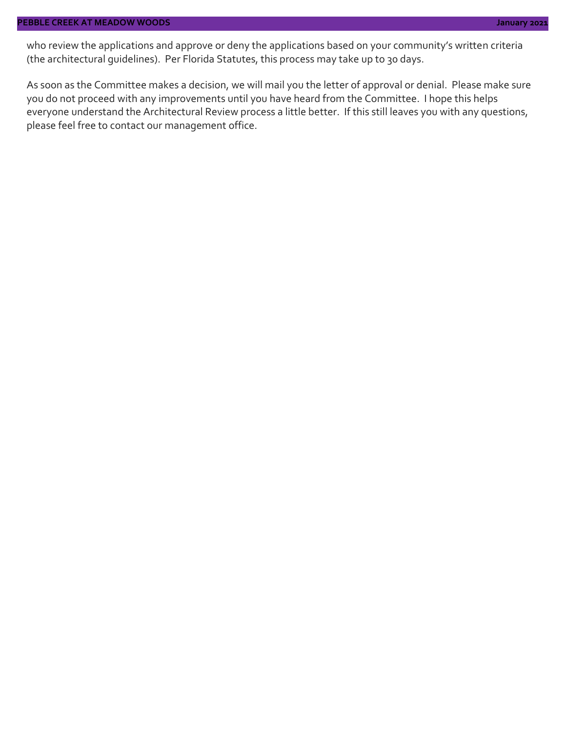who review the applications and approve or deny the applications based on your community's written criteria (the architectural guidelines). Per Florida Statutes, this process may take up to 30 days.

As soon as the Committee makes a decision, we will mail you the letter of approval or denial. Please make sure you do not proceed with any improvements until you have heard from the Committee. I hope this helps everyone understand the Architectural Review process a little better. If this still leaves you with any questions, please feel free to contact our management office.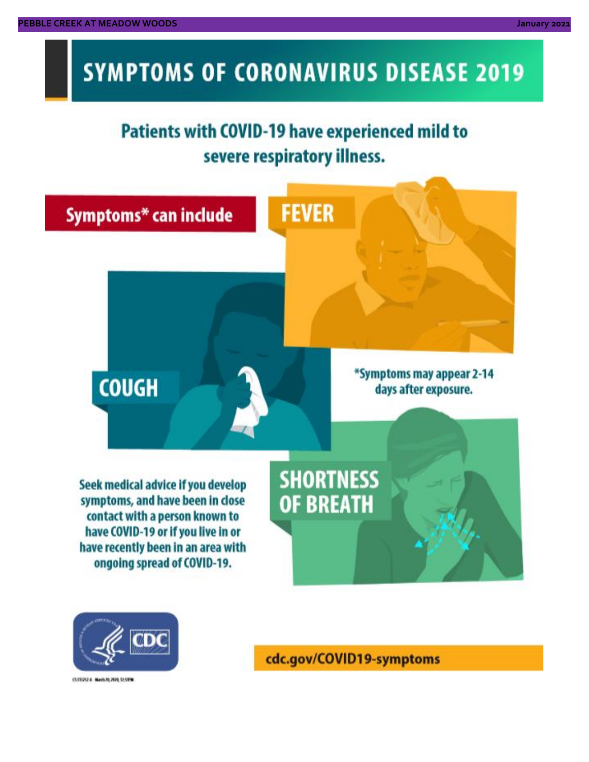# SYMPTOMS OF CORONAVIRUS DISEASE 2019

## Patients with COVID-19 have experienced mild to severe respiratory illness.

**Symptoms* can include**

**FEVER**

**COUGH**

**SHORTNESS OF BREATH**

*Symptoms may appear 2-14 days after exposure.

Seek medical advice if you develop symptoms, and have been in close contact with a person known to have COVID-19 or if you live in or have recently been in an area with ongoing spread of COVID-19.

CDC

cdc.gov/COVID19-symptoms

CS315252-A March 20, 2020, 12:51PM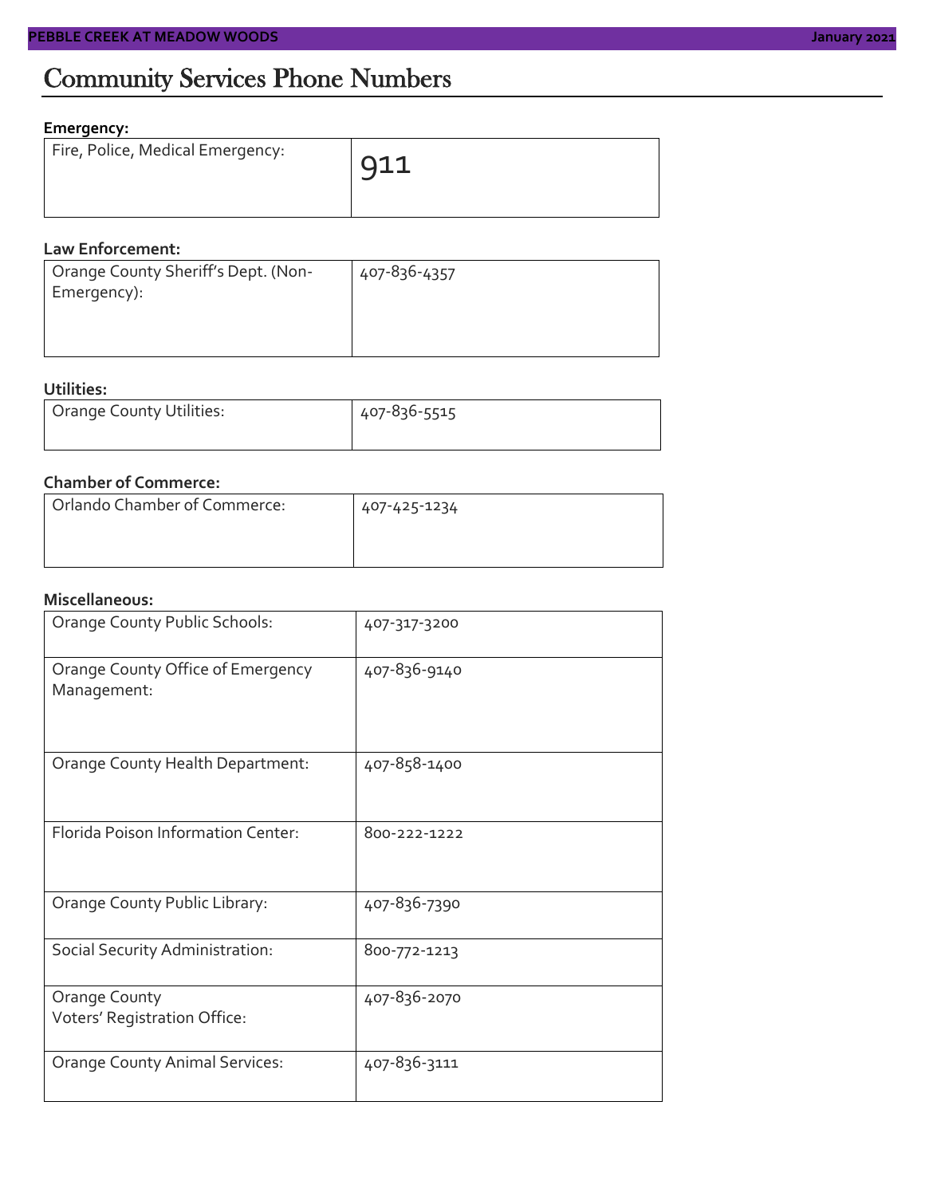# Community Services Phone Numbers

**Emergency:**

| | |
|---|---|
| Fire, Police, Medical Emergency: | 911 |

**Law Enforcement:**

| | |
|---|---|
| Orange County Sheriff's Dept. (Non-Emergency): | 407-836-4357 |

**Utilities:**

| | |
|---|---|
| Orange County Utilities: | 407-836-5515 |

**Chamber of Commerce:**

| | |
|---|---|
| Orlando Chamber of Commerce: | 407-425-1234 |

**Miscellaneous:**

| | |
|---|---|
| Orange County Public Schools: | 407-317-3200 |
| Orange County Office of Emergency Management: | 407-836-9140 |
| Orange County Health Department: | 407-858-1400 |
| Florida Poison Information Center: | 800-222-1222 |
| Orange County Public Library: | 407-836-7390 |
| Social Security Administration: | 800-772-1213 |
| Orange County Voters' Registration Office: | 407-836-2070 |
| Orange County Animal Services: | 407-836-3111 |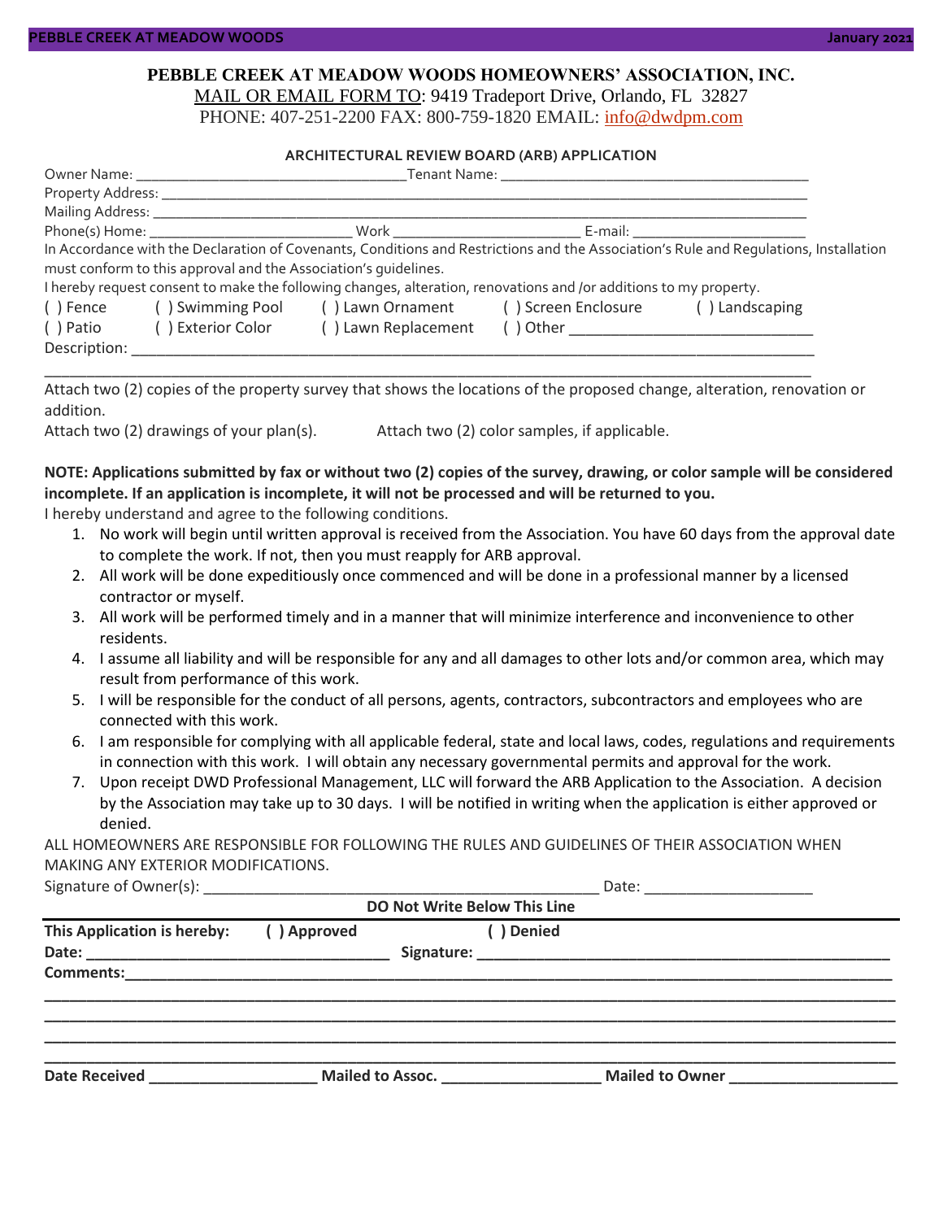# PEBBLE CREEK AT MEADOW WOODS HOMEOWNERS' ASSOCIATION, INC.

MAIL OR EMAIL FORM TO: 9419 Tradeport Drive, Orlando, FL 32827
PHONE: 407-251-2200 FAX: 800-759-1820 EMAIL: info@dwdpm.com

## ARCHITECTURAL REVIEW BOARD (ARB) APPLICATION

Owner Name: ___________________________________ Tenant Name: ________________________________________

Property Address: ________________________________________________________________________________

Mailing Address: _________________________________________________________________________________

Phone(s) Home: __________________________ Work _________________________ E-mail: ______________________

In Accordance with the Declaration of Covenants, Conditions and Restrictions and the Association's Rule and Regulations, Installation must conform to this approval and the Association's guidelines.

I hereby request consent to make the following changes, alteration, renovations and /or additions to my property.

( ) Fence ( ) Swimming Pool ( ) Lawn Ornament ( ) Screen Enclosure ( ) Landscaping

( ) Patio ( ) Exterior Color ( ) Lawn Replacement ( ) Other _______________________________

Description: ____________________________________________________________________________________

_______________________________________________________________________________________________

Attach two (2) copies of the property survey that shows the locations of the proposed change, alteration, renovation or addition.

Attach two (2) drawings of your plan(s). Attach two (2) color samples, if applicable.

**NOTE: Applications submitted by fax or without two (2) copies of the survey, drawing, or color sample will be considered incomplete. If an application is incomplete, it will not be processed and will be returned to you.**

I hereby understand and agree to the following conditions.

1. No work will begin until written approval is received from the Association. You have 60 days from the approval date to complete the work. If not, then you must reapply for ARB approval.
2. All work will be done expeditiously once commenced and will be done in a professional manner by a licensed contractor or myself.
3. All work will be performed timely and in a manner that will minimize interference and inconvenience to other residents.
4. I assume all liability and will be responsible for any and all damages to other lots and/or common area, which may result from performance of this work.
5. I will be responsible for the conduct of all persons, agents, contractors, subcontractors and employees who are connected with this work.
6. I am responsible for complying with all applicable federal, state and local laws, codes, regulations and requirements in connection with this work. I will obtain any necessary governmental permits and approval for the work.
7. Upon receipt DWD Professional Management, LLC will forward the ARB Application to the Association. A decision by the Association may take up to 30 days. I will be notified in writing when the application is either approved or denied.

ALL HOMEOWNERS ARE RESPONSIBLE FOR FOLLOWING THE RULES AND GUIDELINES OF THEIR ASSOCIATION WHEN MAKING ANY EXTERIOR MODIFICATIONS.

Signature of Owner(s): _________________________________________________ Date: ____________________

**DO Not Write Below This Line**

---

**This Application is hereby: ( ) Approved ( ) Denied**

**Date:** ___________________________________ **Signature:** ___________________________________________________

**Comments:**___________________________________________________________________________________________

_______________________________________________________________________________________________

_______________________________________________________________________________________________

_______________________________________________________________________________________________

_______________________________________________________________________________________________

**Date Received** ____________________ **Mailed to Assoc.** ___________________ **Mailed to Owner** ___________________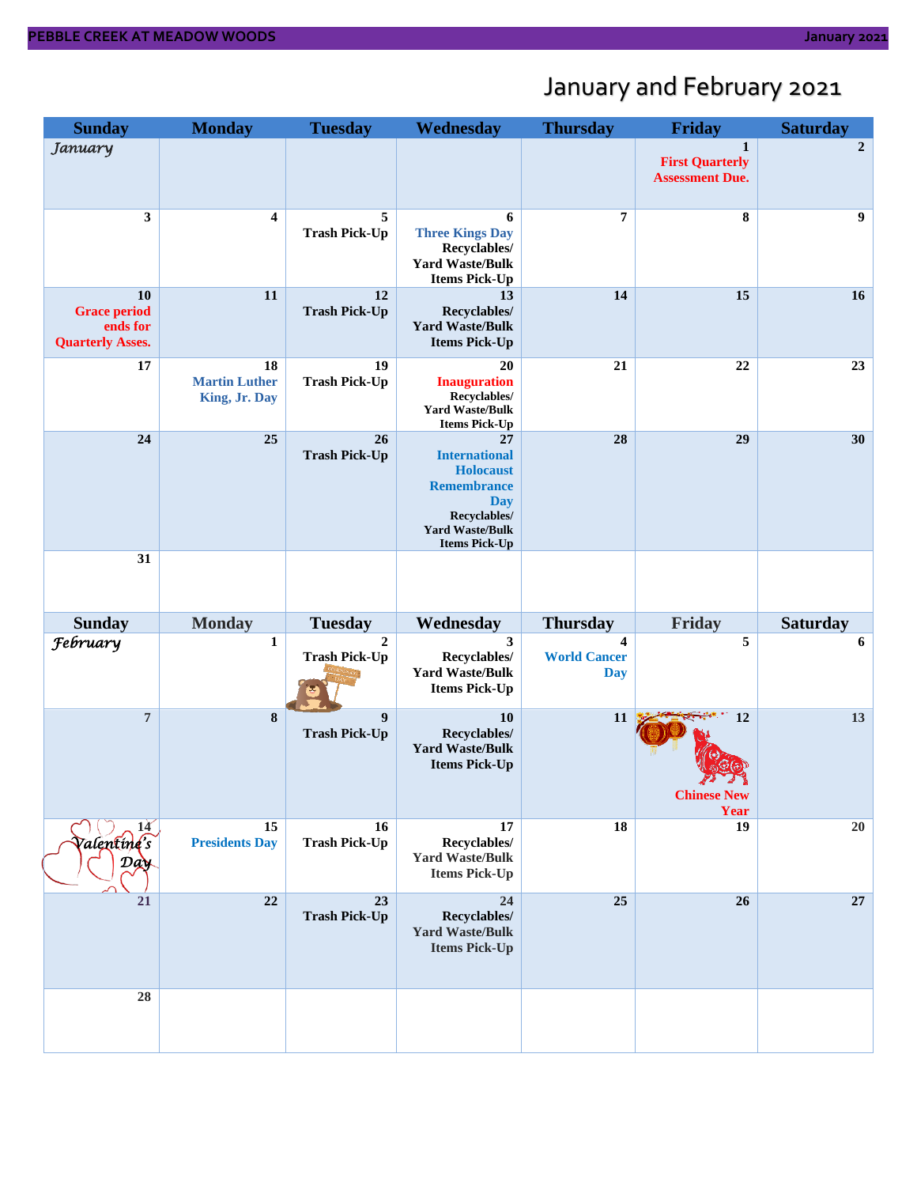# January and February 2021

| Sunday | Monday | Tuesday | Wednesday | Thursday | Friday | Saturday |
|---|---|---|---|---|---|---|
| *January* | | | | | 1 First Quarterly Assessment Due. | 2 |
| 3 | 4 | 5 Trash Pick-Up | 6 Three Kings Day Recyclables/ Yard Waste/Bulk Items Pick-Up | 7 | 8 | 9 |
| 10 Grace period ends for Quarterly Asses. | 11 | 12 Trash Pick-Up | 13 Recyclables/ Yard Waste/Bulk Items Pick-Up | 14 | 15 | 16 |
| 17 | 18 Martin Luther King, Jr. Day | 19 Trash Pick-Up | 20 Inauguration Recyclables/ Yard Waste/Bulk Items Pick-Up | 21 | 22 | 23 |
| 24 | 25 | 26 Trash Pick-Up | 27 International Holocaust Remembrance Day Recyclables/ Yard Waste/Bulk Items Pick-Up | 28 | 29 | 30 |
| 31 | | | | | | |

| Sunday | Monday | Tuesday | Wednesday | Thursday | Friday | Saturday |
|---|---|---|---|---|---|---|
| *February* | 1 | 2 Trash Pick-Up | 3 Recyclables/ Yard Waste/Bulk Items Pick-Up | 4 World Cancer Day | 5 | 6 |
| 7 | 8 | 9 Trash Pick-Up | 10 Recyclables/ Yard Waste/Bulk Items Pick-Up | 11 | 12 Chinese New Year | 13 |
| 14 Valentine's Day | 15 Presidents Day | 16 Trash Pick-Up | 17 Recyclables/ Yard Waste/Bulk Items Pick-Up | 18 | 19 | 20 |
| 21 | 22 | 23 Trash Pick-Up | 24 Recyclables/ Yard Waste/Bulk Items Pick-Up | 25 | 26 | 27 |
| 28 | | | | | | |